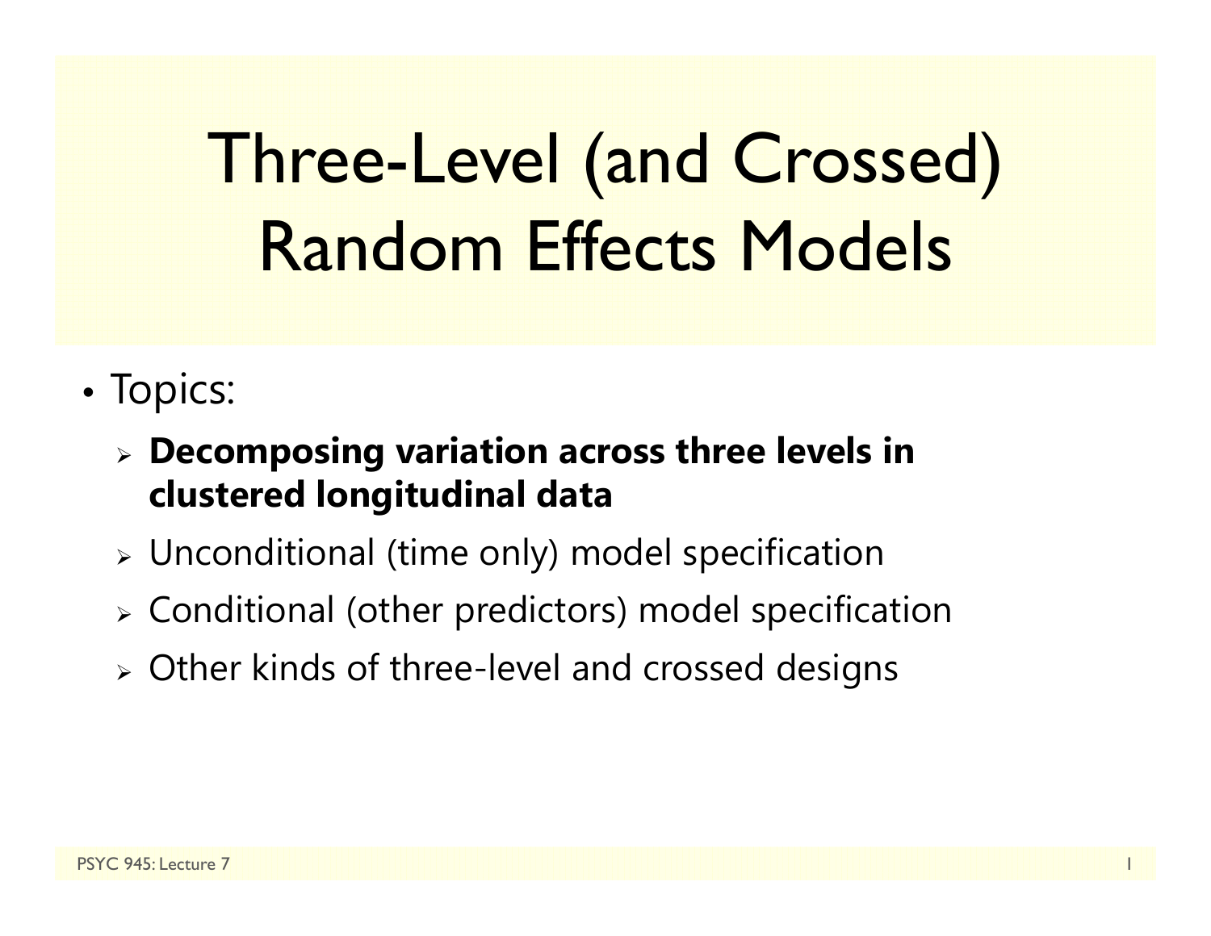# Three-Level (and Crossed) Random Effects Models

- Topics:
  - **Decomposing variation across three levels in clustered longitudinal data**
  - Unconditional (time only) model specification
  - Conditional (other predictors) model specification
  - Other kinds of three-level and crossed designs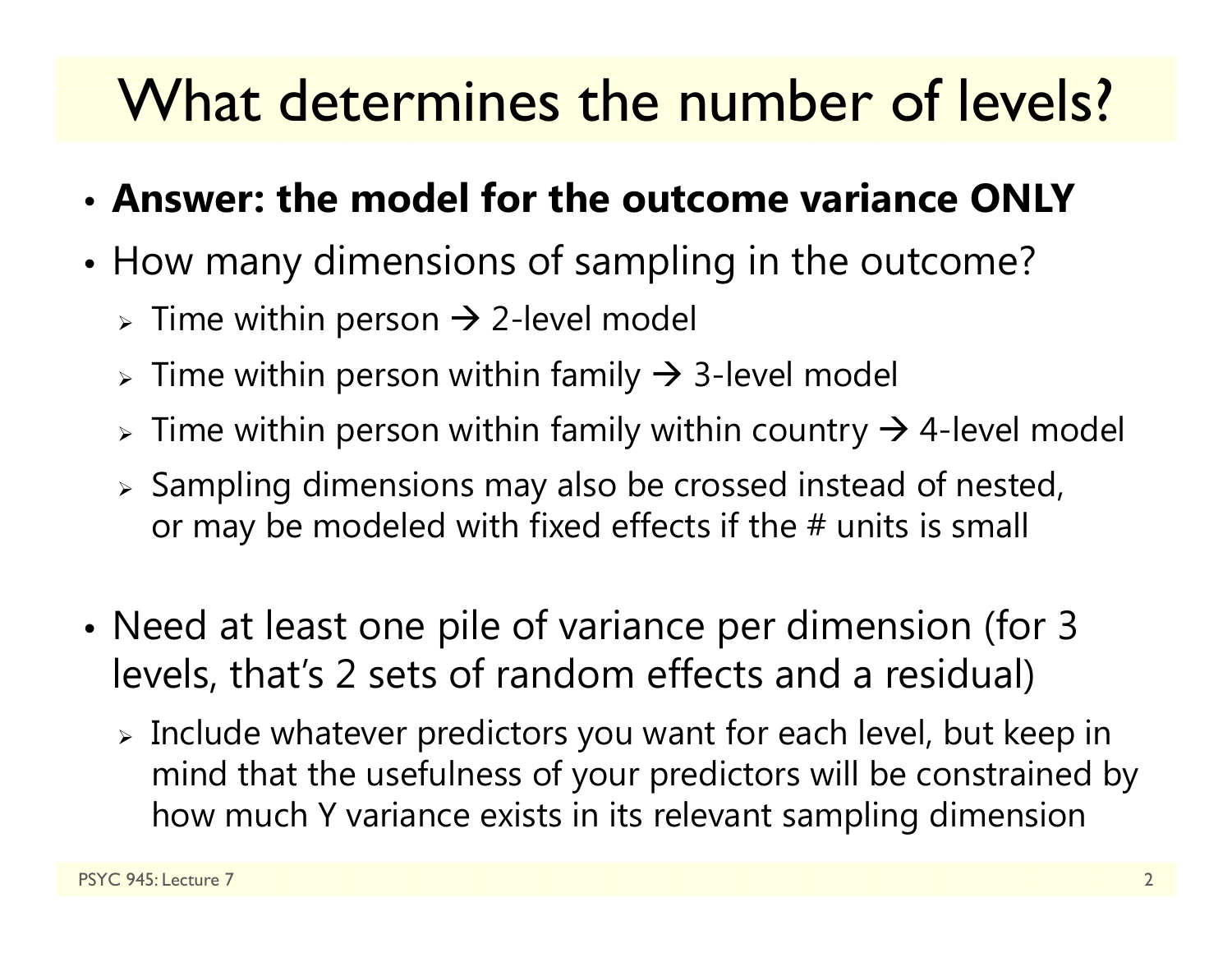# What determines the number of levels?

- **Answer: the model for the outcome variance ONLY**
- How many dimensions of sampling in the outcome?
  - Time within person → 2-level model
  - Time within person within family → 3-level model
  - Time within person within family within country → 4-level model
  - Sampling dimensions may also be crossed instead of nested, or may be modeled with fixed effects if the # units is small
- Need at least one pile of variance per dimension (for 3 levels, that's 2 sets of random effects and a residual)
  - Include whatever predictors you want for each level, but keep in mind that the usefulness of your predictors will be constrained by how much Y variance exists in its relevant sampling dimension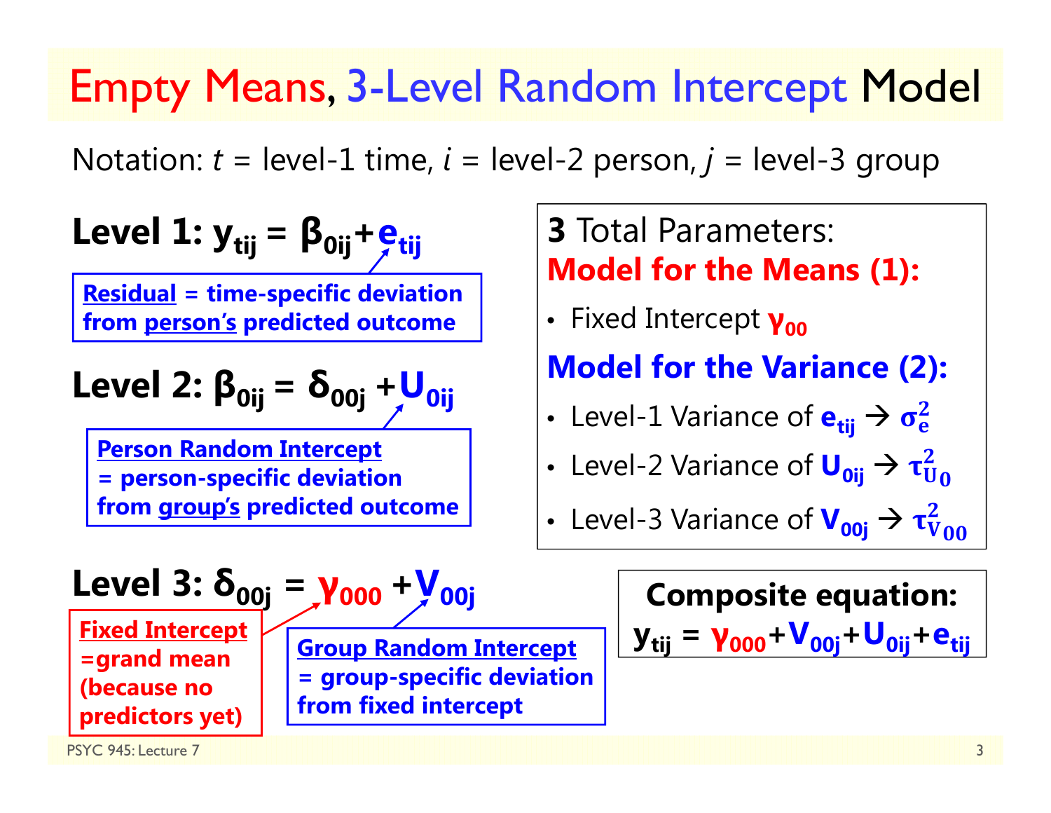# Empty Means, 3-Level Random Intercept Model

Notation: $t$ = level-1 time, $i$ = level-2 person, $j$ = level-3 group

**Level 1:** $y_{tij} = \beta_{0ij} + e_{tij}$

**Residual** = time-specific deviation from **person's** predicted outcome

**Level 2:** $\beta_{0ij} = \delta_{00j} + U_{0ij}$

**Person Random Intercept** = person-specific deviation from **group's** predicted outcome

**Level 3:** $\delta_{00j} = \gamma_{000} + V_{00j}$

**Fixed Intercept** = grand mean (because no predictors yet)

**Group Random Intercept** = group-specific deviation from fixed intercept

**3** Total Parameters:

**Model for the Means (1):**

- Fixed Intercept $\gamma_{00}$

**Model for the Variance (2):**

- Level-1 Variance of $e_{tij} \rightarrow \sigma^2_e$
- Level-2 Variance of $U_{0ij} \rightarrow \tau^2_{U_0}$
- Level-3 Variance of $V_{00j} \rightarrow \tau^2_{V_{00}}$

**Composite equation:**

$$y_{tij} = \gamma_{000} + V_{00j} + U_{0ij} + e_{tij}$$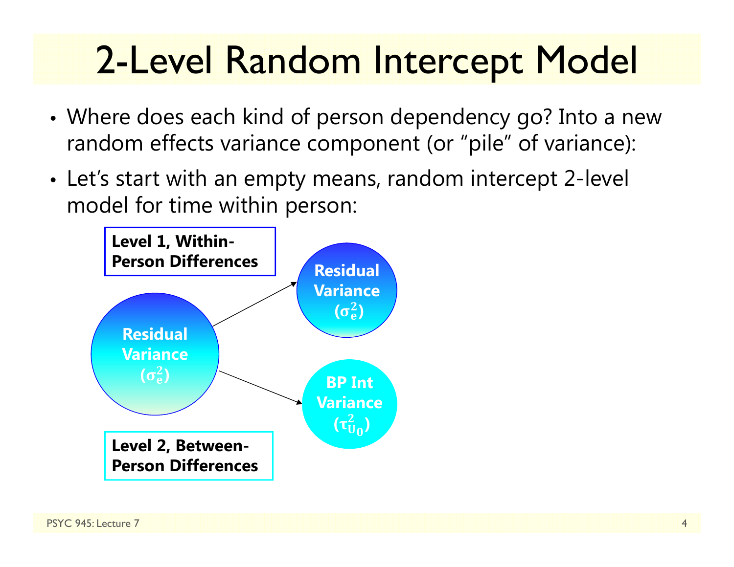# 2-Level Random Intercept Model

- Where does each kind of person dependency go? Into a new random effects variance component (or "pile" of variance):
- Let's start with an empty means, random intercept 2-level model for time within person:

**Level 1, Within-Person Differences**

**Residual Variance ($\sigma_e^2$)** → **Residual Variance ($\sigma_e^2$)**

**Residual Variance ($\sigma_e^2$)** → **BP Int Variance ($\tau_{U_0}^2$)**

**Level 2, Between-Person Differences**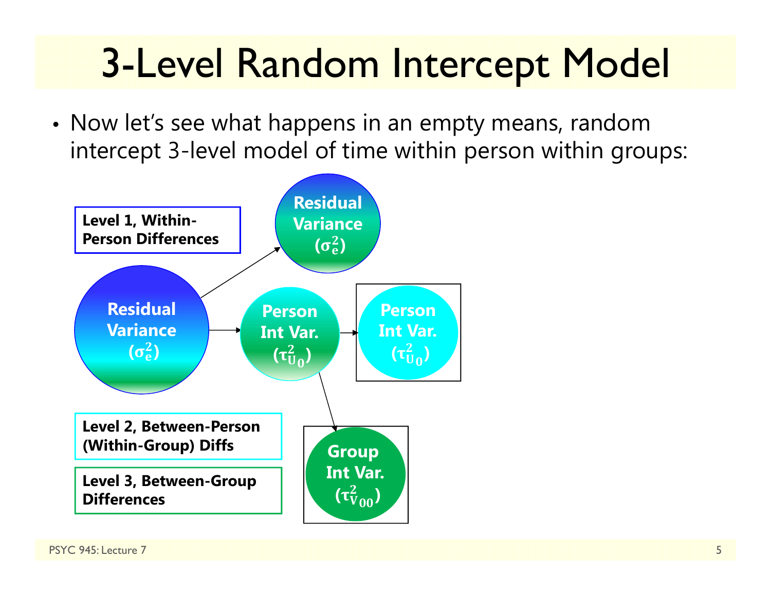# 3-Level Random Intercept Model

- Now let's see what happens in an empty means, random intercept 3-level model of time within person within groups:

**Level 1, Within-Person Differences**

**Level 2, Between-Person (Within-Group) Diffs**

**Level 3, Between-Group Differences**

Residual Variance ($\sigma_e^2$)

Residual Variance ($\sigma_e^2$)

Person Int Var. ($\tau_{U_0}^2$)

Person Int Var. ($\tau_{U_0}^2$)

Group Int Var. ($\tau_{V_{00}}^2$)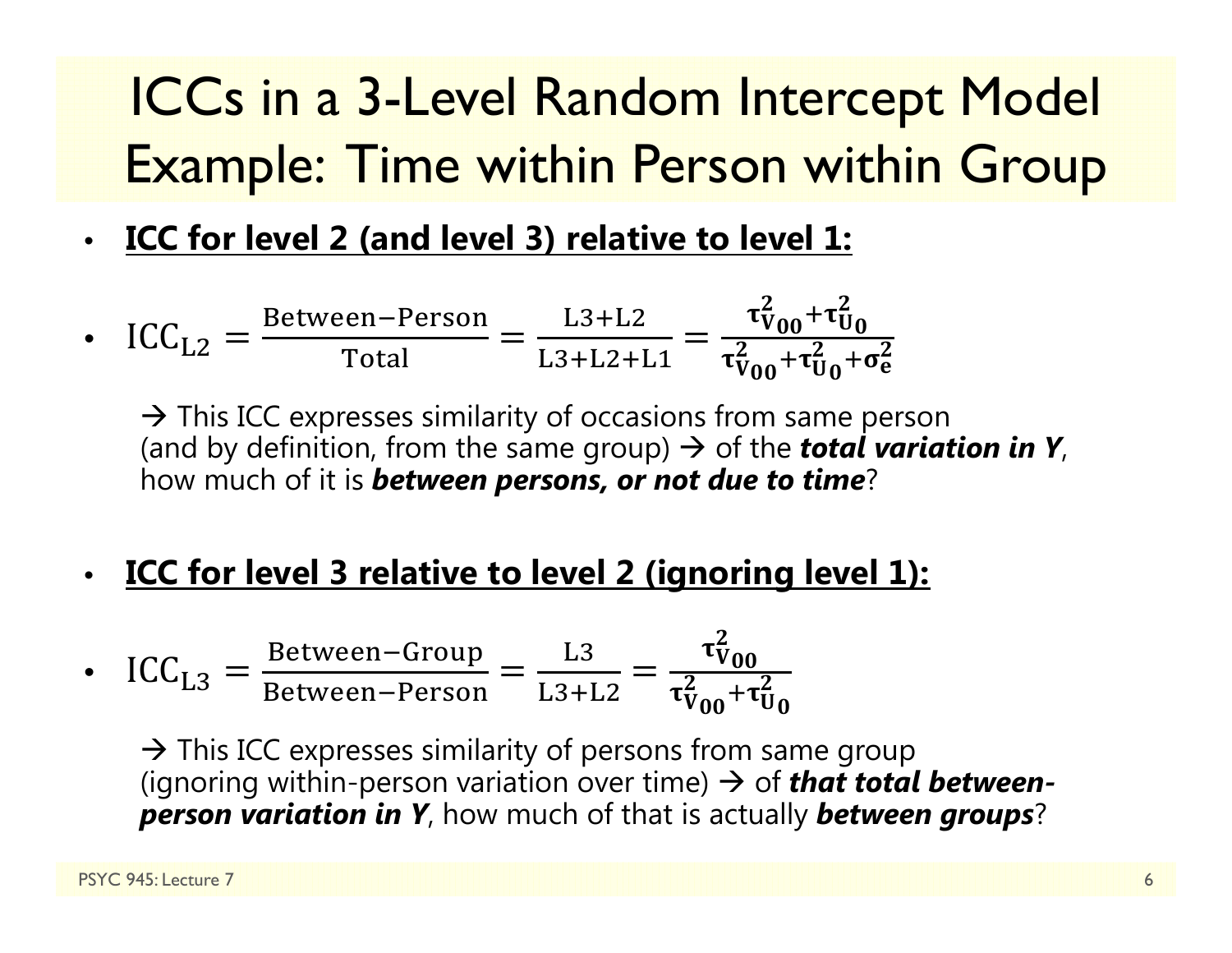# ICCs in a 3-Level Random Intercept Model Example: Time within Person within Group

- **ICC for level 2 (and level 3) relative to level 1:**

- $\text{ICC}_{\text{L2}} = \frac{\text{Between}-\text{Person}}{\text{Total}} = \frac{\text{L3}+\text{L2}}{\text{L3}+\text{L2}+\text{L1}} = \frac{\boldsymbol{\tau}^2_{\mathbf{V_{00}}}+\boldsymbol{\tau}^2_{\mathbf{U_0}}}{\boldsymbol{\tau}^2_{\mathbf{V_{00}}}+\boldsymbol{\tau}^2_{\mathbf{U_0}}+\boldsymbol{\sigma}^2_{\mathbf{e}}}$

  → This ICC expresses similarity of occasions from same person (and by definition, from the same group) → of the ***total variation in Y***, how much of it is ***between persons, or not due to time***?

- **ICC for level 3 relative to level 2 (ignoring level 1):**

- $\text{ICC}_{\text{L3}} = \frac{\text{Between}-\text{Group}}{\text{Between}-\text{Person}} = \frac{\text{L3}}{\text{L3}+\text{L2}} = \frac{\boldsymbol{\tau}^2_{\mathbf{V_{00}}}}{\boldsymbol{\tau}^2_{\mathbf{V_{00}}}+\boldsymbol{\tau}^2_{\mathbf{U_0}}}$

  → This ICC expresses similarity of persons from same group (ignoring within-person variation over time) → of ***that total between-person variation in Y***, how much of that is actually ***between groups***?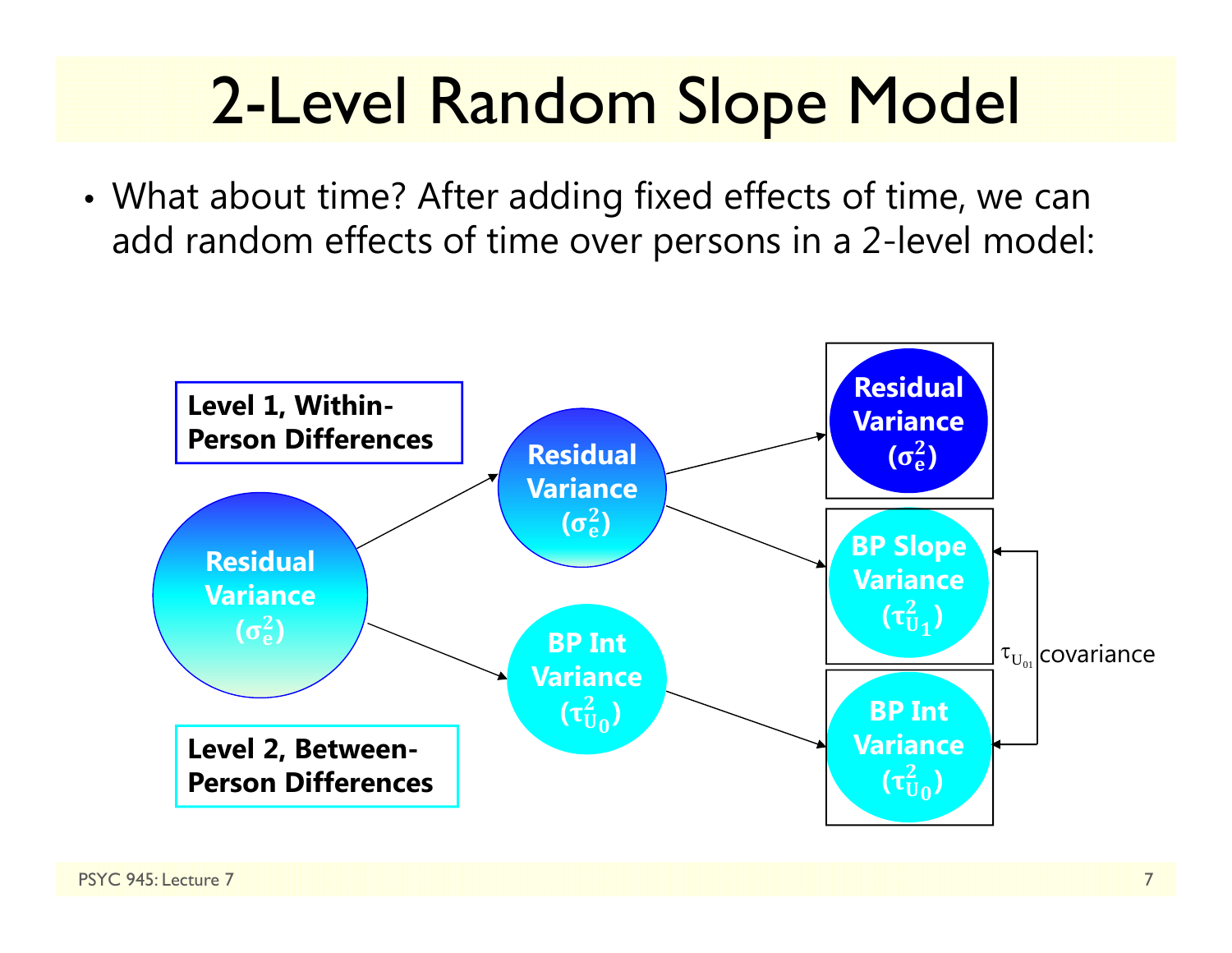# 2-Level Random Slope Model

- What about time? After adding fixed effects of time, we can add random effects of time over persons in a 2-level model:

**Level 1, Within-Person Differences**

**Level 2, Between-Person Differences**

**Residual Variance** ($\sigma_e^2$)

**Residual Variance** ($\sigma_e^2$)

**BP Int Variance** ($\tau_{U_0}^2$)

**Residual Variance** ($\sigma_e^2$)

**BP Slope Variance** ($\tau_{U_1}^2$)

**BP Int Variance** ($\tau_{U_0}^2$)

$\tau_{U_{01}}$ covariance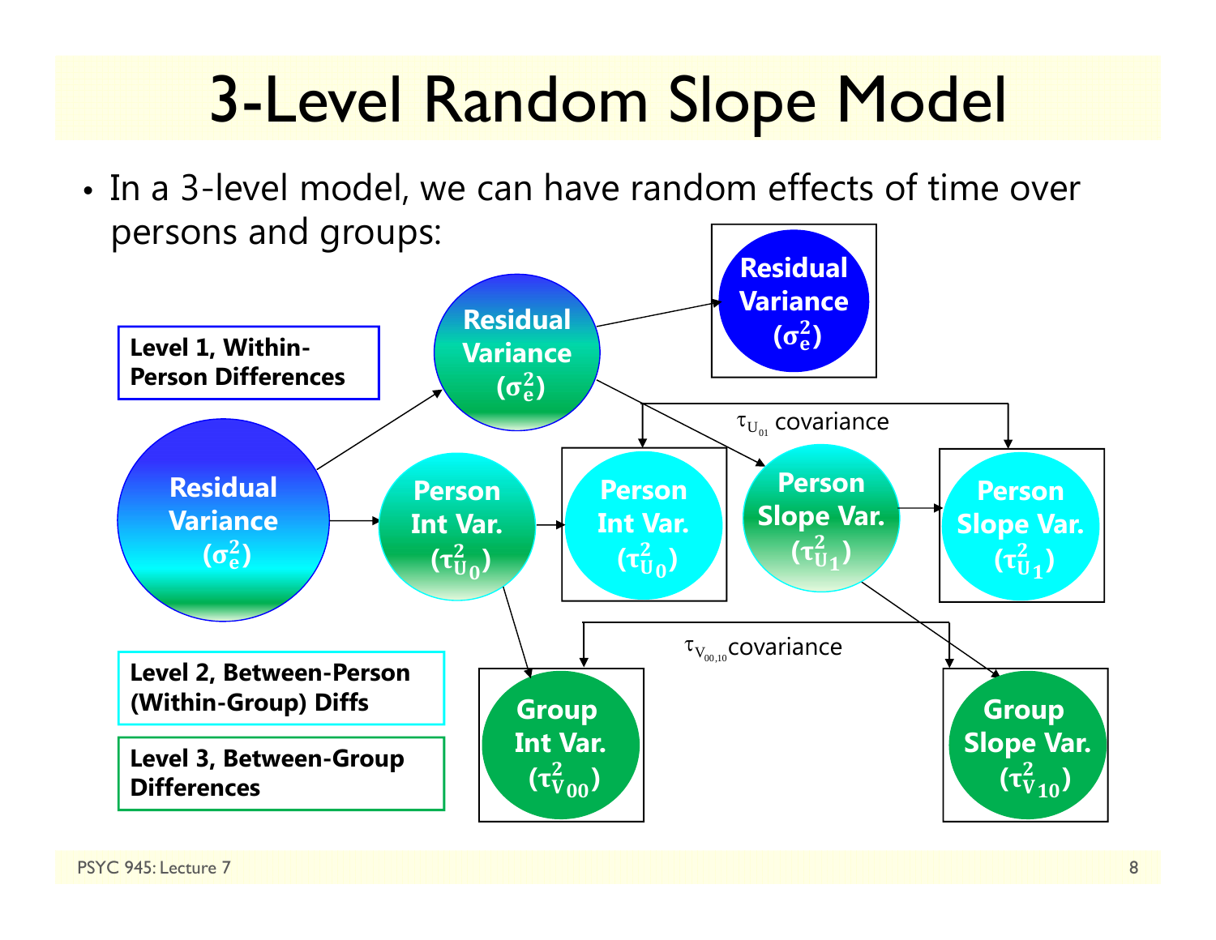# 3-Level Random Slope Model

- In a 3-level model, we can have random effects of time over persons and groups:

**Level 1, Within-Person Differences**

**Level 2, Between-Person (Within-Group) Diffs**

**Level 3, Between-Group Differences**

**Residual Variance ($\sigma_e^2$)**

**Residual Variance ($\sigma_e^2$)**

**Residual Variance ($\sigma_e^2$)**

**Person Int Var. ($\tau_{U_0}^2$)**

**Person Int Var. ($\tau_{U_0}^2$)**

**Person Slope Var. ($\tau_{U_1}^2$)**

**Person Slope Var. ($\tau_{U_1}^2$)**

$\tau_{U_{01}}$ covariance

**Group Int Var. ($\tau_{V_{00}}^2$)**

**Group Slope Var. ($\tau_{V_{10}}^2$)**

$\tau_{V_{00,10}}$ covariance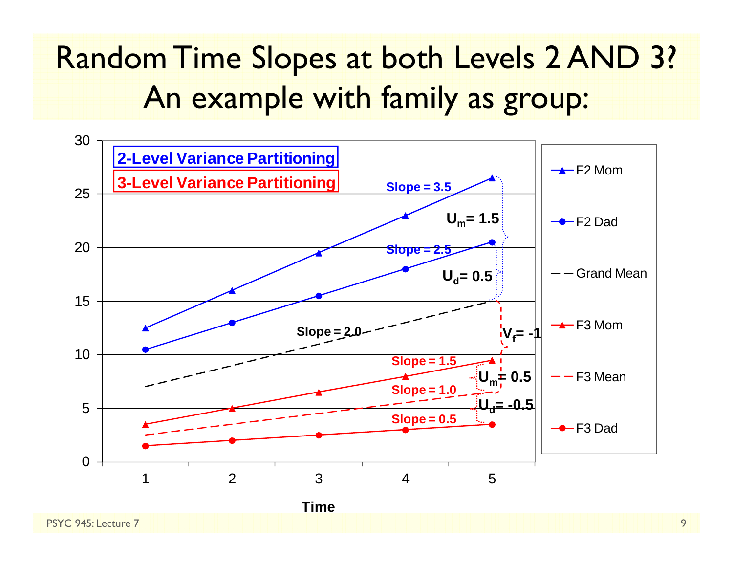# Random Time Slopes at both Levels 2 AND 3? An example with family as group:

2-Level Variance Partitioning

3-Level Variance Partitioning

Slope = 3.5

$U_m$= 1.5

Slope = 2.5

$U_d$= 0.5

Slope = 2.0

$V_f$= -1

Slope = 1.5

$U_m$= 0.5

Slope = 1.0

$U_d$= -0.5

Slope = 0.5

Legend: F2 Mom, F2 Dad, Grand Mean, F3 Mom, F3 Mean, F3 Dad

Time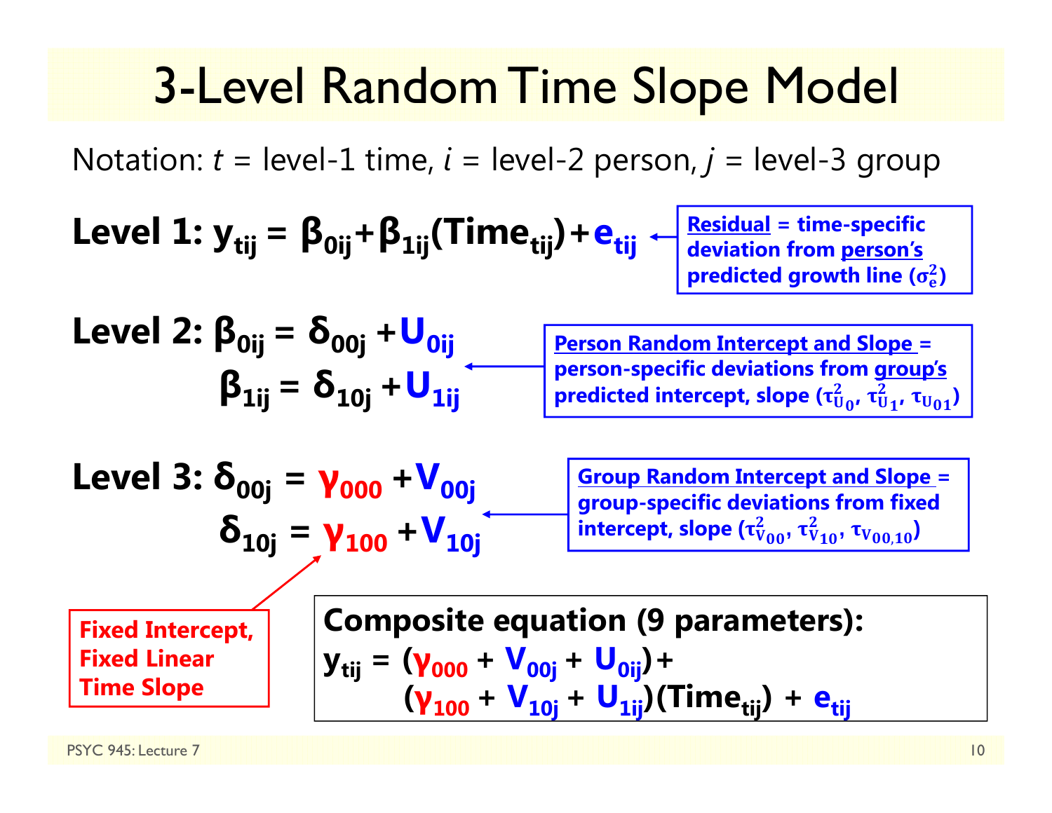# 3-Level Random Time Slope Model

Notation: $t$ = level-1 time, $i$ = level-2 person, $j$ = level-3 group

**Level 1:** $y_{tij} = \beta_{0ij} + \beta_{1ij}(Time_{tij}) + e_{tij}$

**Residual** = time-specific deviation from **person's** predicted growth line ($\sigma_e^2$)

**Level 2:** 

$$\beta_{0ij} = \delta_{00j} + U_{0ij}$$

$$\beta_{1ij} = \delta_{10j} + U_{1ij}$$

**Person Random Intercept and Slope** = person-specific deviations from **group's** predicted intercept, slope ($\tau_{U_0}^2$, $\tau_{U_1}^2$, $\tau_{U_{01}}$)

**Level 3:** 

$$\delta_{00j} = \gamma_{000} + V_{00j}$$

$$\delta_{10j} = \gamma_{100} + V_{10j}$$

**Group Random Intercept and Slope** = group-specific deviations from fixed intercept, slope ($\tau_{V_{00}}^2$, $\tau_{V_{10}}^2$, $\tau_{V_{00,10}}$)

**Fixed Intercept, Fixed Linear Time Slope**

**Composite equation (9 parameters):**

$$y_{tij} = (\gamma_{000} + V_{00j} + U_{0ij}) + (\gamma_{100} + V_{10j} + U_{1ij})(Time_{tij}) + e_{tij}$$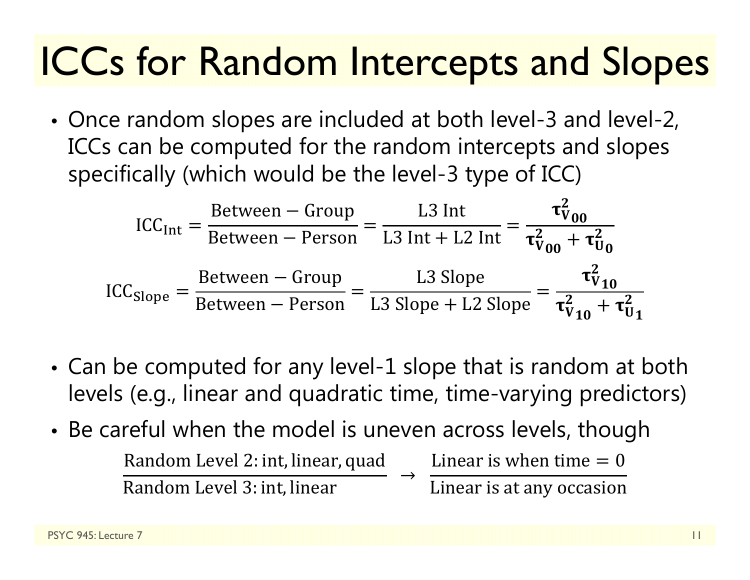# ICCs for Random Intercepts and Slopes

- Once random slopes are included at both level-3 and level-2, ICCs can be computed for the random intercepts and slopes specifically (which would be the level-3 type of ICC)

$$\text{ICC}_{\text{Int}} = \frac{\text{Between} - \text{Group}}{\text{Between} - \text{Person}} = \frac{\text{L3 Int}}{\text{L3 Int} + \text{L2 Int}} = \frac{\boldsymbol{\tau}^2_{\mathbf{V_{00}}}}{\boldsymbol{\tau}^2_{\mathbf{V_{00}}} + \boldsymbol{\tau}^2_{\mathbf{U_0}}}$$

$$\text{ICC}_{\text{Slope}} = \frac{\text{Between} - \text{Group}}{\text{Between} - \text{Person}} = \frac{\text{L3 Slope}}{\text{L3 Slope} + \text{L2 Slope}} = \frac{\boldsymbol{\tau}^2_{\mathbf{V_{10}}}}{\boldsymbol{\tau}^2_{\mathbf{V_{10}}} + \boldsymbol{\tau}^2_{\mathbf{U_1}}}$$

- Can be computed for any level-1 slope that is random at both levels (e.g., linear and quadratic time, time-varying predictors)
- Be careful when the model is uneven across levels, though

$$\frac{\text{Random Level 2: int, linear, quad}}{\text{Random Level 3: int, linear}} \rightarrow \frac{\text{Linear is when time} = 0}{\text{Linear is at any occasion}}$$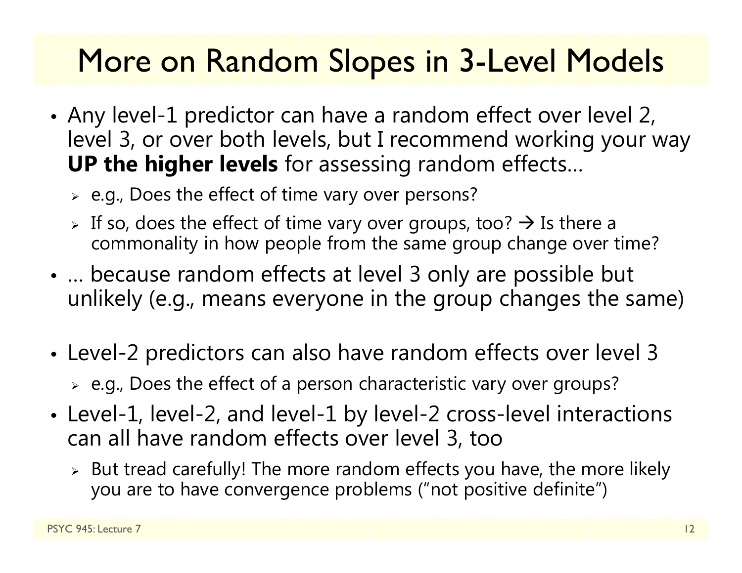# More on Random Slopes in 3-Level Models

- Any level-1 predictor can have a random effect over level 2, level 3, or over both levels, but I recommend working your way **UP the higher levels** for assessing random effects…
  - e.g., Does the effect of time vary over persons?
  - If so, does the effect of time vary over groups, too? → Is there a commonality in how people from the same group change over time?
- … because random effects at level 3 only are possible but unlikely (e.g., means everyone in the group changes the same)
- Level-2 predictors can also have random effects over level 3
  - e.g., Does the effect of a person characteristic vary over groups?
- Level-1, level-2, and level-1 by level-2 cross-level interactions can all have random effects over level 3, too
  - But tread carefully! The more random effects you have, the more likely you are to have convergence problems ("not positive definite")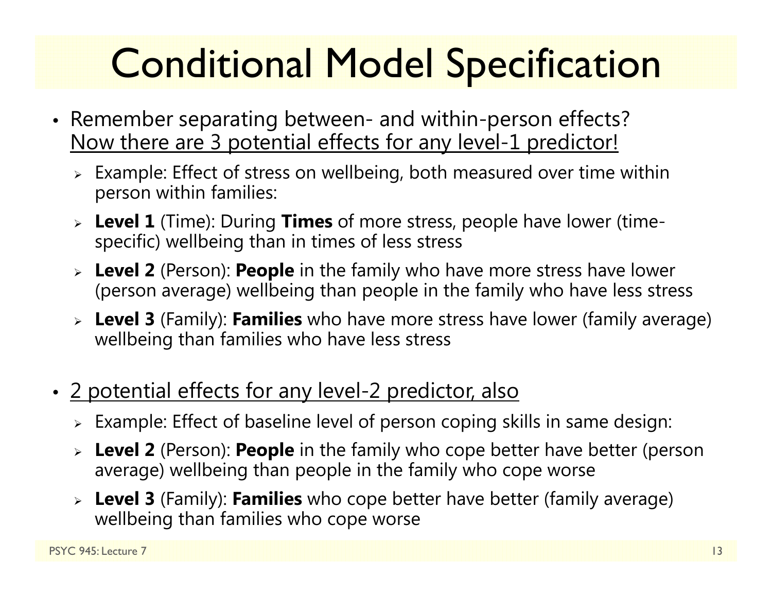# Conditional Model Specification

- Remember separating between- and within-person effects? <u>Now there are 3 potential effects for any level-1 predictor!</u>
  - Example: Effect of stress on wellbeing, both measured over time within person within families:
  - **Level 1** (Time): During **Times** of more stress, people have lower (time-specific) wellbeing than in times of less stress
  - **Level 2** (Person): **People** in the family who have more stress have lower (person average) wellbeing than people in the family who have less stress
  - **Level 3** (Family): **Families** who have more stress have lower (family average) wellbeing than families who have less stress

- <u>2 potential effects for any level-2 predictor, also</u>
  - Example: Effect of baseline level of person coping skills in same design:
  - **Level 2** (Person): **People** in the family who cope better have better (person average) wellbeing than people in the family who cope worse
  - **Level 3** (Family): **Families** who cope better have better (family average) wellbeing than families who cope worse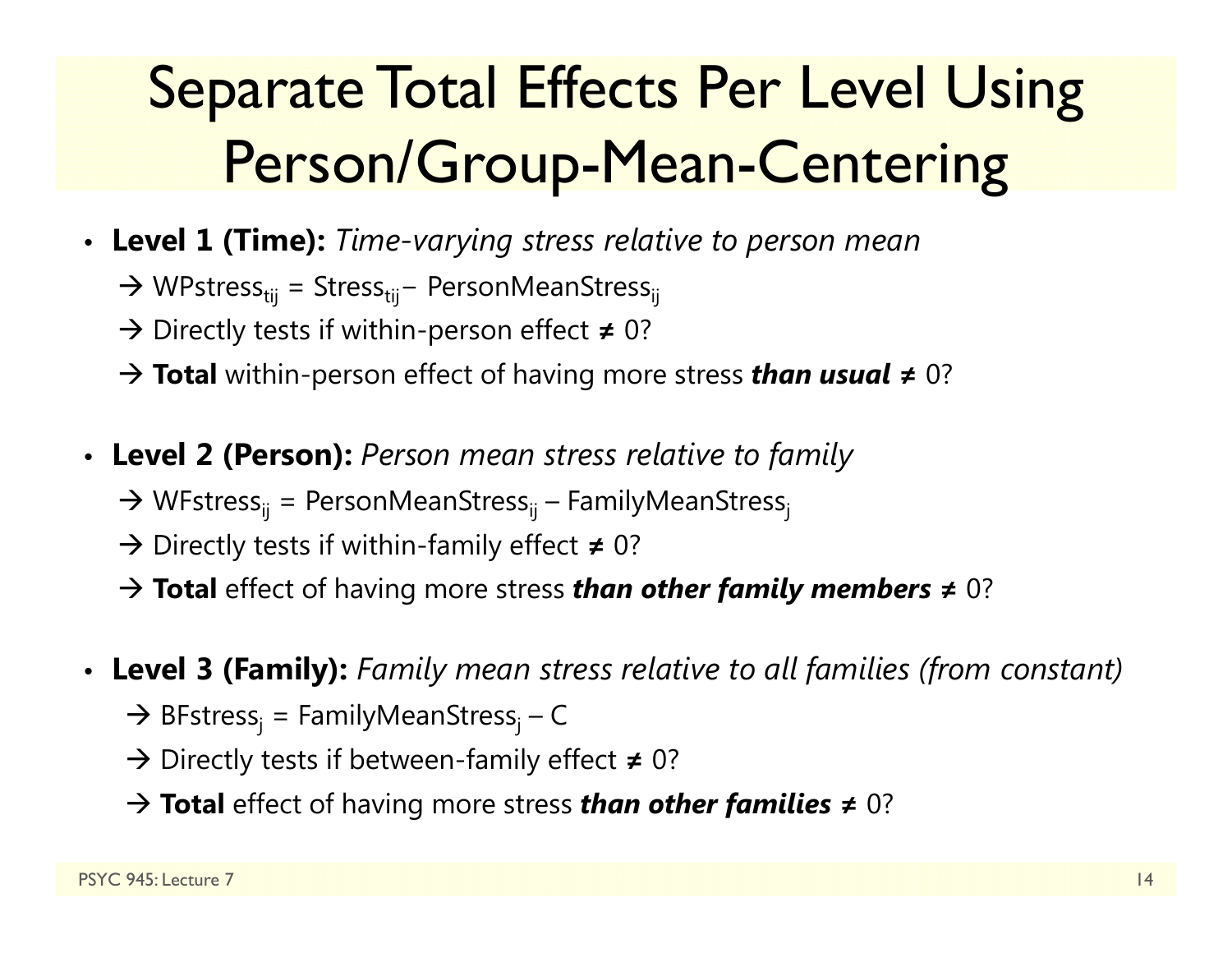# Separate Total Effects Per Level Using Person/Group-Mean-Centering

- **Level 1 (Time):** *Time-varying stress relative to person mean*
  - → $WPstress_{tij} = Stress_{tij} - PersonMeanStress_{ij}$
  - → Directly tests if within-person effect ≠ 0?
  - → **Total** within-person effect of having more stress ***than usual*** ≠ 0?

- **Level 2 (Person):** *Person mean stress relative to family*
  - → $WFstress_{ij} = PersonMeanStress_{ij} – FamilyMeanStress_{j}$
  - → Directly tests if within-family effect ≠ 0?
  - → **Total** effect of having more stress ***than other family members*** ≠ 0?

- **Level 3 (Family):** *Family mean stress relative to all families (from constant)*
  - → $BFstress_{j} = FamilyMeanStress_{j} – C$
  - → Directly tests if between-family effect ≠ 0?
  - → **Total** effect of having more stress ***than other families*** ≠ 0?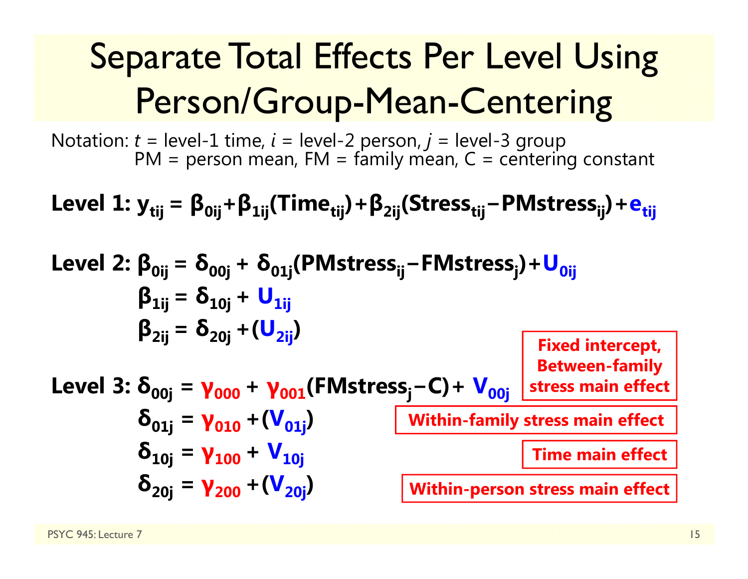# Separate Total Effects Per Level Using Person/Group-Mean-Centering

Notation: $t$ = level-1 time, $i$ = level-2 person, $j$ = level-3 group
PM = person mean, FM = family mean, C = centering constant

**Level 1:** $y_{tij} = \beta_{0ij} + \beta_{1ij}(Time_{tij}) + \beta_{2ij}(Stress_{tij} - PMstress_{ij}) + e_{tij}$

**Level 2:**

$$\beta_{0ij} = \delta_{00j} + \delta_{01j}(PMstress_{ij} - FMstress_{j}) + U_{0ij}$$

$$\beta_{1ij} = \delta_{10j} + U_{1ij}$$

$$\beta_{2ij} = \delta_{20j} + (U_{2ij})$$

**Level 3:**

$$\delta_{00j} = \gamma_{000} + \gamma_{001}(FMstress_{j} - C) + V_{00j}$$

**Fixed intercept, Between-family stress main effect**

$$\delta_{01j} = \gamma_{010} + (V_{01j})$$

**Within-family stress main effect**

$$\delta_{10j} = \gamma_{100} + V_{10j}$$

**Time main effect**

$$\delta_{20j} = \gamma_{200} + (V_{20j})$$

**Within-person stress main effect**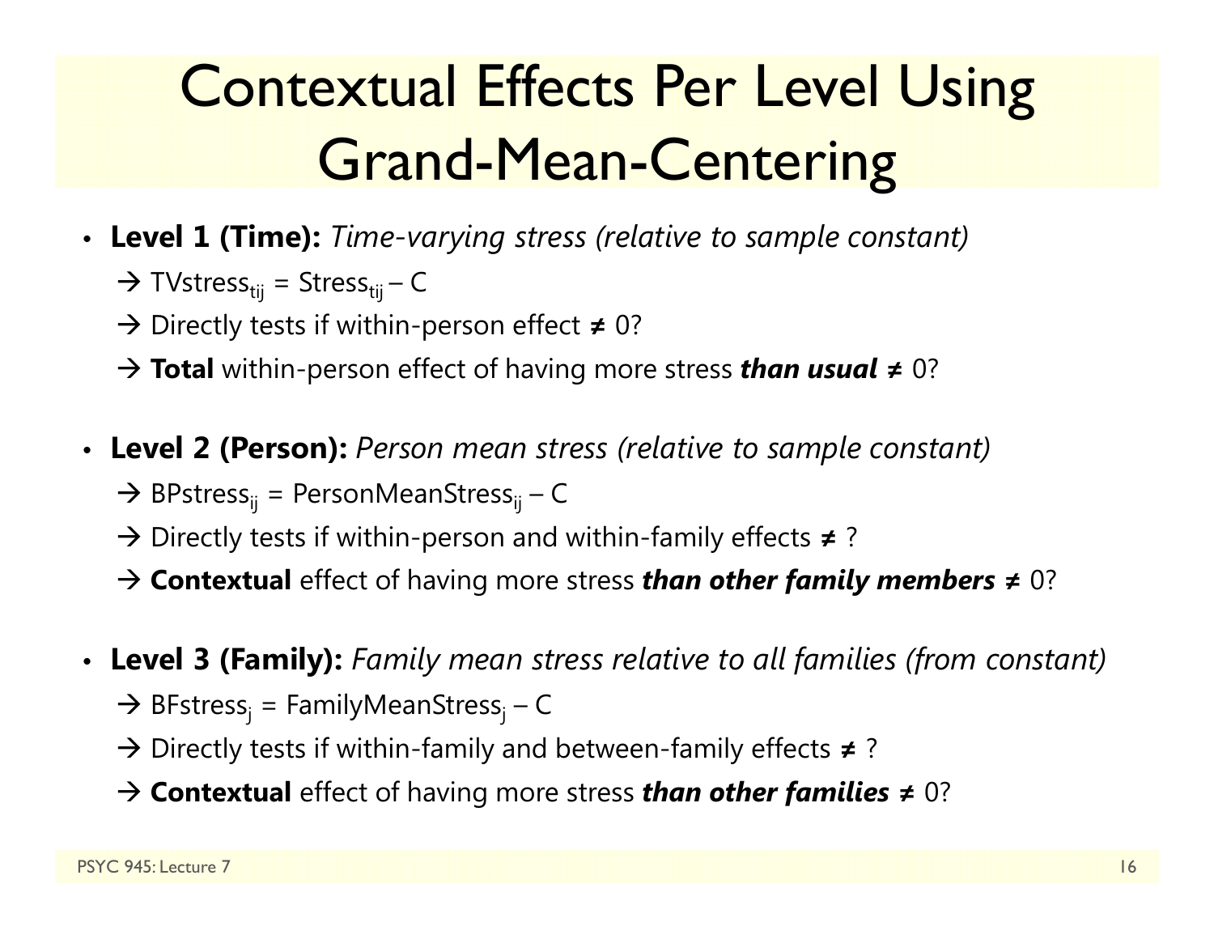# Contextual Effects Per Level Using Grand-Mean-Centering

- **Level 1 (Time):** *Time-varying stress (relative to sample constant)*
  - → $\text{TVstress}_{tij} = \text{Stress}_{tij} - C$
  - → Directly tests if within-person effect ≠ 0?
  - → **Total** within-person effect of having more stress ***than usual*** **≠** 0?

- **Level 2 (Person):** *Person mean stress (relative to sample constant)*
  - → $\text{BPstress}_{ij} = \text{PersonMeanStress}_{ij} - C$
  - → Directly tests if within-person and within-family effects ≠ ?
  - → **Contextual** effect of having more stress ***than other family members ≠*** 0?

- **Level 3 (Family):** *Family mean stress relative to all families (from constant)*
  - → $\text{BFstress}_{j} = \text{FamilyMeanStress}_{j} - C$
  - → Directly tests if within-family and between-family effects ≠ ?
  - → **Contextual** effect of having more stress ***than other families ≠*** 0?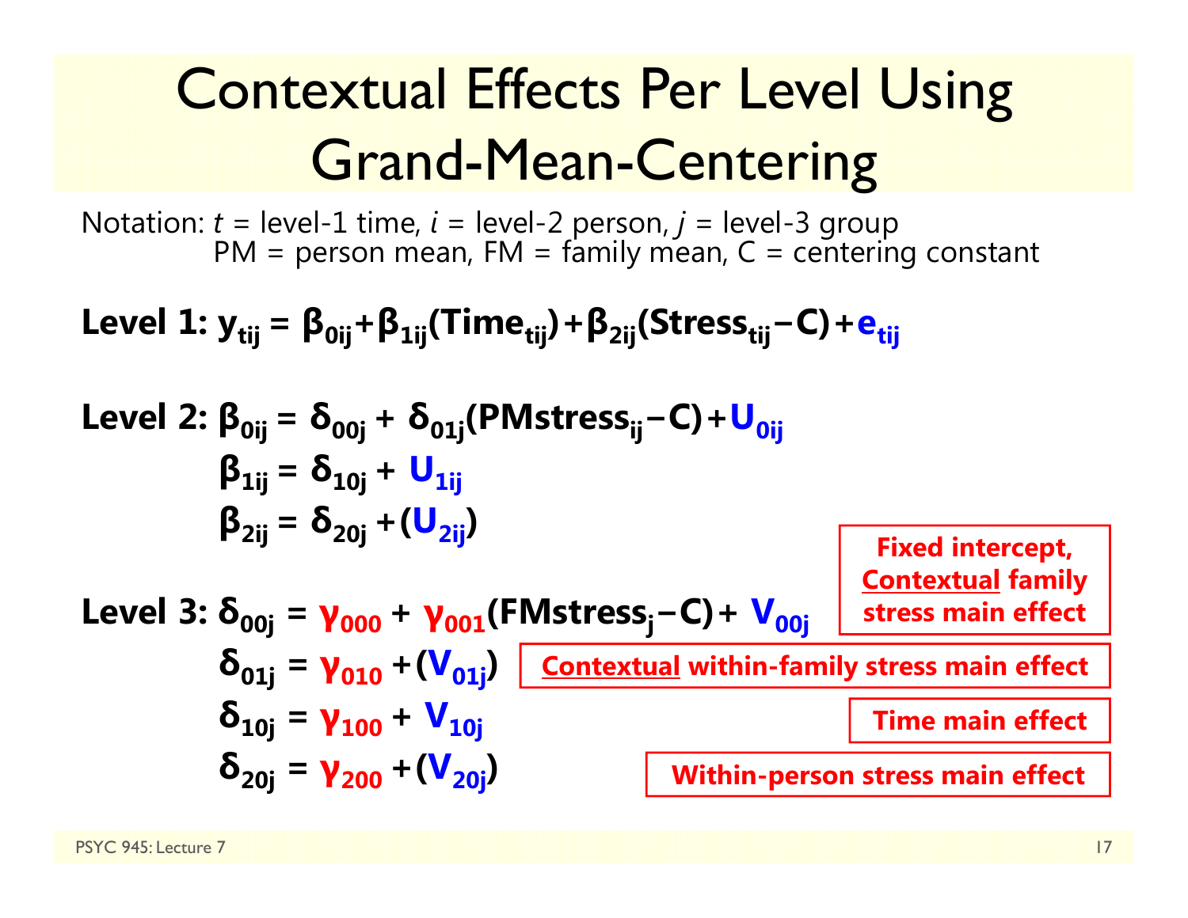# Contextual Effects Per Level Using Grand-Mean-Centering

Notation: $t$ = level-1 time, $i$ = level-2 person, $j$ = level-3 group
PM = person mean, FM = family mean, C = centering constant

**Level 1:** $y_{tij} = \beta_{0ij} + \beta_{1ij}(Time_{tij}) + \beta_{2ij}(Stress_{tij} - C) + e_{tij}$

**Level 2:**

$\beta_{0ij} = \delta_{00j} + \delta_{01j}(PMstress_{ij} - C) + U_{0ij}$

$\beta_{1ij} = \delta_{10j} + U_{1ij}$

$\beta_{2ij} = \delta_{20j} + (U_{2ij})$

**Level 3:**

$\delta_{00j} = \gamma_{000} + \gamma_{001}(FMstress_j - C) + V_{00j}$ — **Fixed intercept, Contextual family stress main effect**

$\delta_{01j} = \gamma_{010} + (V_{01j})$ — **Contextual within-family stress main effect**

$\delta_{10j} = \gamma_{100} + V_{10j}$ — **Time main effect**

$\delta_{20j} = \gamma_{200} + (V_{20j})$ — **Within-person stress main effect**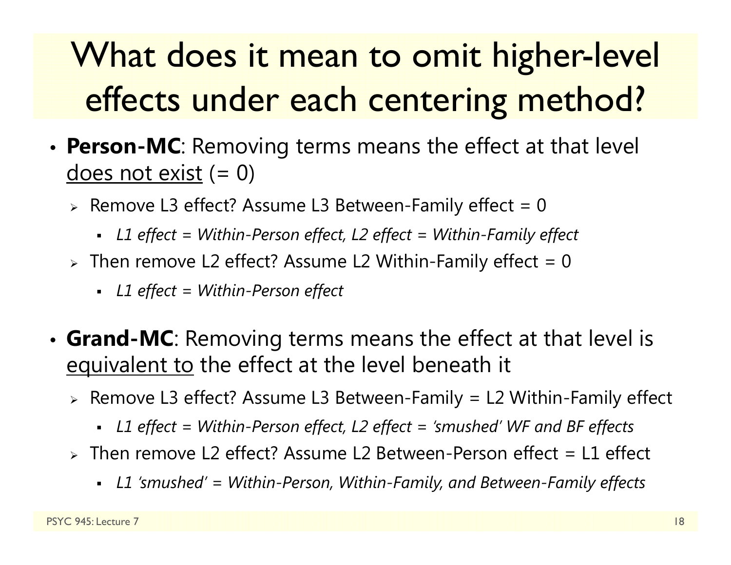# What does it mean to omit higher-level effects under each centering method?

- **Person-MC**: Removing terms means the effect at that level <u>does not exist</u> (= 0)
  - Remove L3 effect? Assume L3 Between-Family effect = 0
    - *L1 effect = Within-Person effect, L2 effect = Within-Family effect*
  - Then remove L2 effect? Assume L2 Within-Family effect = 0
    - *L1 effect = Within-Person effect*

- **Grand-MC**: Removing terms means the effect at that level is <u>equivalent to</u> the effect at the level beneath it
  - Remove L3 effect? Assume L3 Between-Family = L2 Within-Family effect
    - *L1 effect = Within-Person effect, L2 effect = 'smushed' WF and BF effects*
  - Then remove L2 effect? Assume L2 Between-Person effect = L1 effect
    - *L1 'smushed' = Within-Person, Within-Family, and Between-Family effects*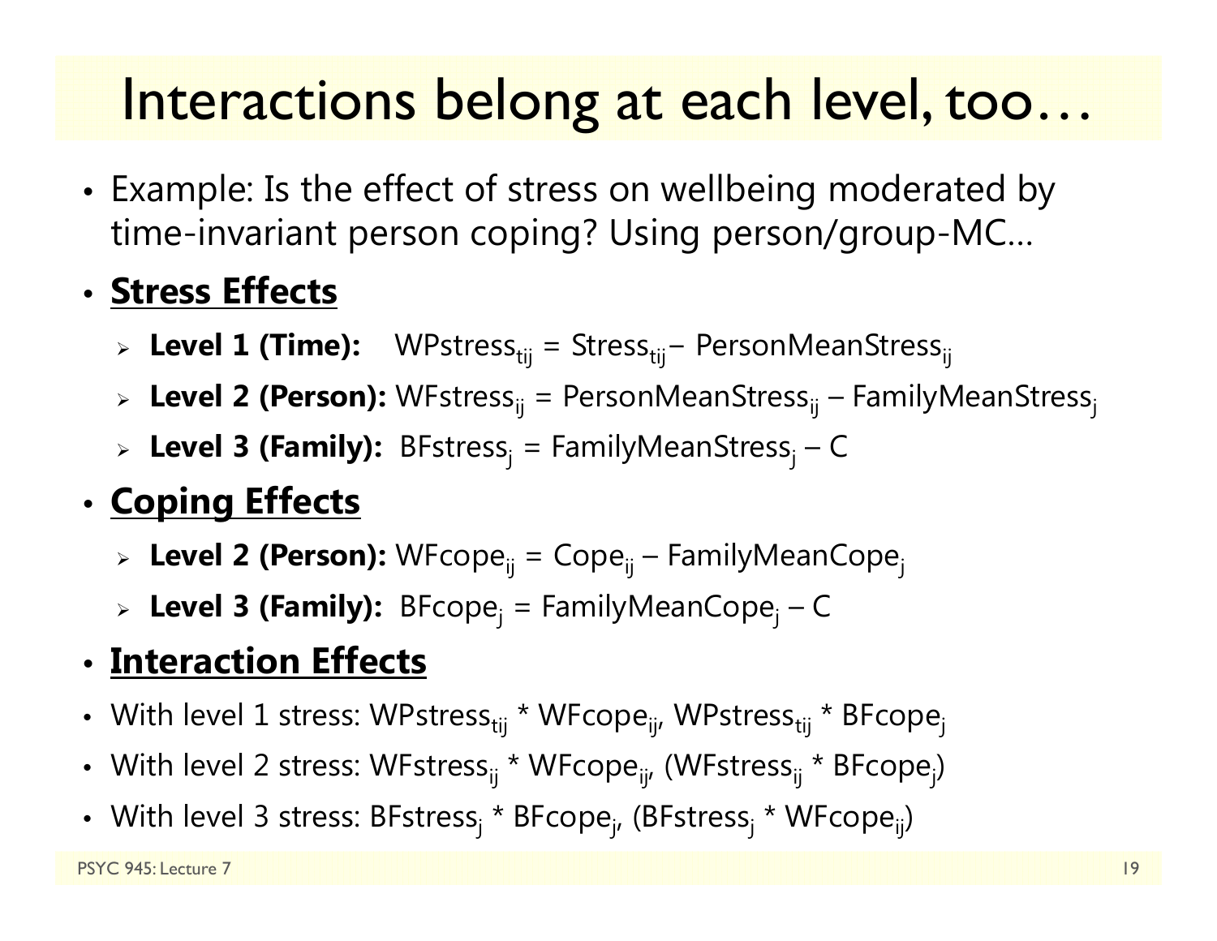# Interactions belong at each level, too…

- Example: Is the effect of stress on wellbeing moderated by time-invariant person coping? Using person/group-MC…
- **Stress Effects**
  - **Level 1 (Time):** $WPstress_{tij} = Stress_{tij} - PersonMeanStress_{ij}$
  - **Level 2 (Person):** $WFstress_{ij} = PersonMeanStress_{ij} - FamilyMeanStress_{j}$
  - **Level 3 (Family):** $BFstress_{j} = FamilyMeanStress_{j} - C$
- **Coping Effects**
  - **Level 2 (Person):** $WFcope_{ij} = Cope_{ij} - FamilyMeanCope_{j}$
  - **Level 3 (Family):** $BFcope_{j} = FamilyMeanCope_{j} - C$
- **Interaction Effects**
- With level 1 stress: $WPstress_{tij} * WFcope_{ij}$, $WPstress_{tij} * BFcope_{j}$
- With level 2 stress: $WFstress_{ij} * WFcope_{ij}$, ($WFstress_{ij} * BFcope_{j}$)
- With level 3 stress: $BFstress_{j} * BFcope_{j}$, ($BFstress_{j} * WFcope_{ij}$)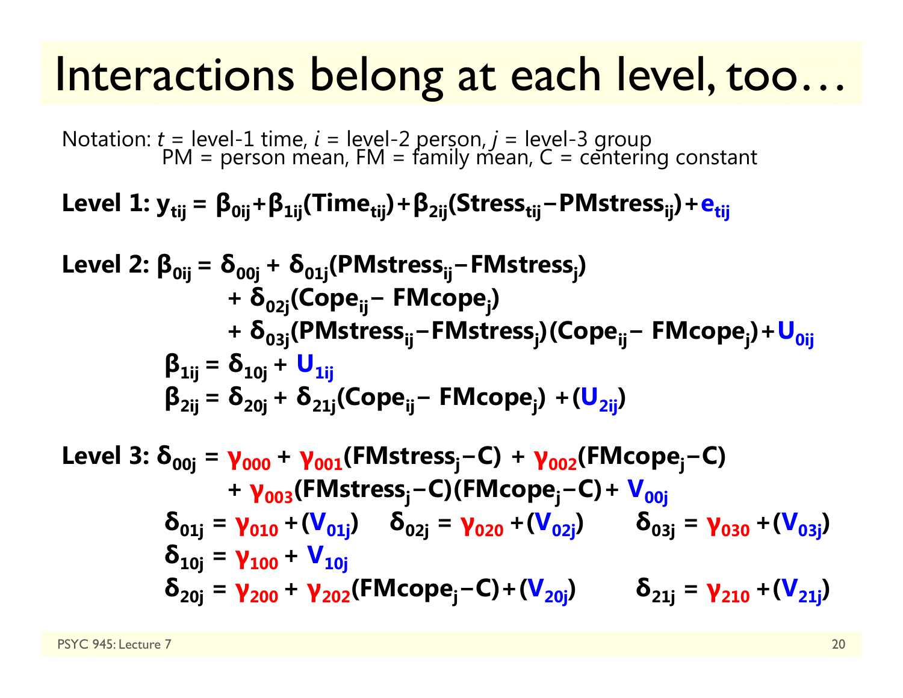# Interactions belong at each level, too…

Notation: $t$ = level-1 time, $i$ = level-2 person, $j$ = level-3 group
PM = person mean, FM = family mean, C = centering constant

**Level 1:**

$$y_{tij} = \beta_{0ij} + \beta_{1ij}(Time_{tij}) + \beta_{2ij}(Stress_{tij} - PMstress_{ij}) + e_{tij}$$

**Level 2:**

$$\beta_{0ij} = \delta_{00j} + \delta_{01j}(PMstress_{ij} - FMstress_j) + \delta_{02j}(Cope_{ij} - FMcope_j) + \delta_{03j}(PMstress_{ij} - FMstress_j)(Cope_{ij} - FMcope_j) + U_{0ij}$$

$$\beta_{1ij} = \delta_{10j} + U_{1ij}$$

$$\beta_{2ij} = \delta_{20j} + \delta_{21j}(Cope_{ij} - FMcope_j) + (U_{2ij})$$

**Level 3:**

$$\delta_{00j} = \gamma_{000} + \gamma_{001}(FMstress_j - C) + \gamma_{002}(FMcope_j - C) + \gamma_{003}(FMstress_j - C)(FMcope_j - C) + V_{00j}$$

$$\delta_{01j} = \gamma_{010} + (V_{01j}) \qquad \delta_{02j} = \gamma_{020} + (V_{02j}) \qquad \delta_{03j} = \gamma_{030} + (V_{03j})$$

$$\delta_{10j} = \gamma_{100} + V_{10j}$$

$$\delta_{20j} = \gamma_{200} + \gamma_{202}(FMcope_j - C) + (V_{20j}) \qquad \delta_{21j} = \gamma_{210} + (V_{21j})$$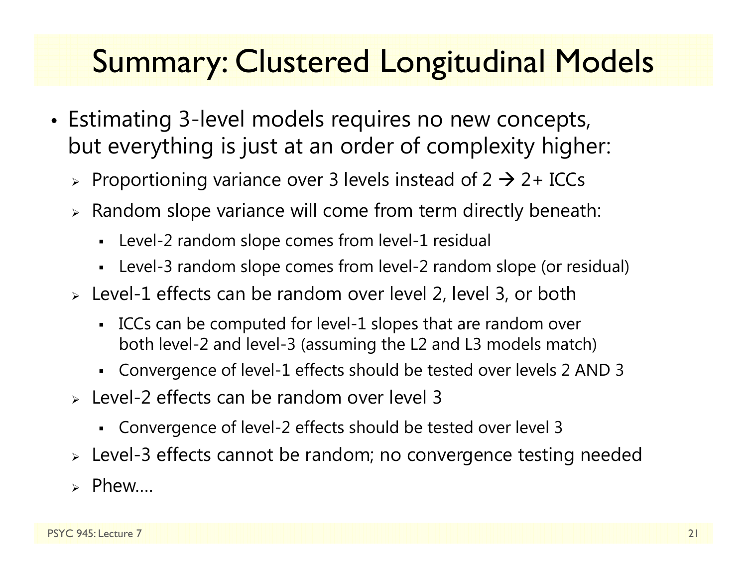# Summary: Clustered Longitudinal Models

- Estimating 3-level models requires no new concepts, but everything is just at an order of complexity higher:
  - Proportioning variance over 3 levels instead of 2 → 2+ ICCs
  - Random slope variance will come from term directly beneath:
    - Level-2 random slope comes from level-1 residual
    - Level-3 random slope comes from level-2 random slope (or residual)
  - Level-1 effects can be random over level 2, level 3, or both
    - ICCs can be computed for level-1 slopes that are random over both level-2 and level-3 (assuming the L2 and L3 models match)
    - Convergence of level-1 effects should be tested over levels 2 AND 3
  - Level-2 effects can be random over level 3
    - Convergence of level-2 effects should be tested over level 3
  - Level-3 effects cannot be random; no convergence testing needed
  - Phew….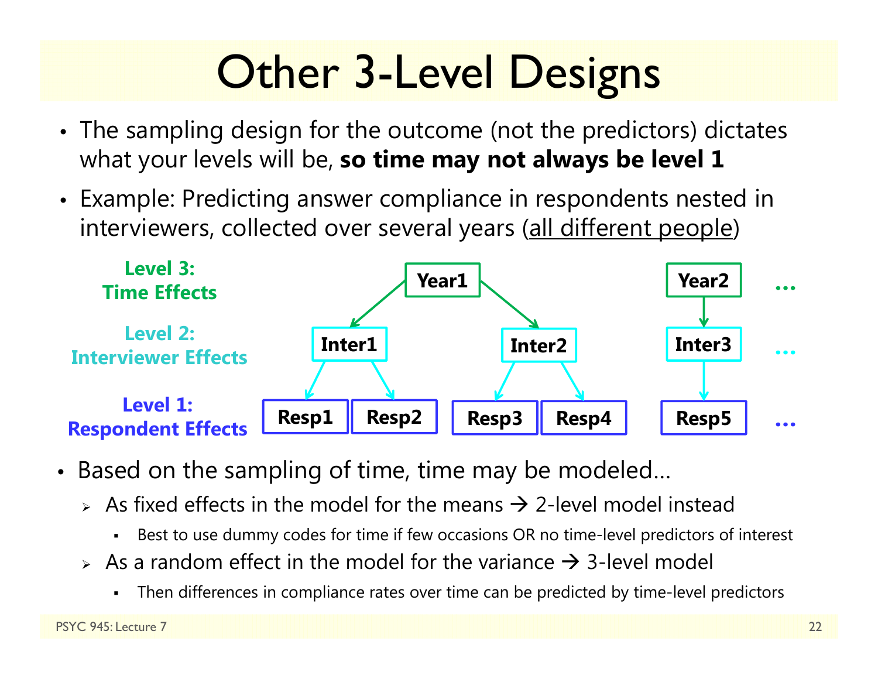# Other 3-Level Designs

- The sampling design for the outcome (not the predictors) dictates what your levels will be, **so time may not always be level 1**
- Example: Predicting answer compliance in respondents nested in interviewers, collected over several years (all different people)

**Level 3: Time Effects** — Year1, Year2, …

**Level 2: Interviewer Effects** — Inter1, Inter2 (nested in Year1); Inter3 (nested in Year2), …

**Level 1: Respondent Effects** — Resp1, Resp2 (nested in Inter1); Resp3, Resp4 (nested in Inter2); Resp5 (nested in Inter3), …

- Based on the sampling of time, time may be modeled…
  - As fixed effects in the model for the means → 2-level model instead
    - Best to use dummy codes for time if few occasions OR no time-level predictors of interest
  - As a random effect in the model for the variance → 3-level model
    - Then differences in compliance rates over time can be predicted by time-level predictors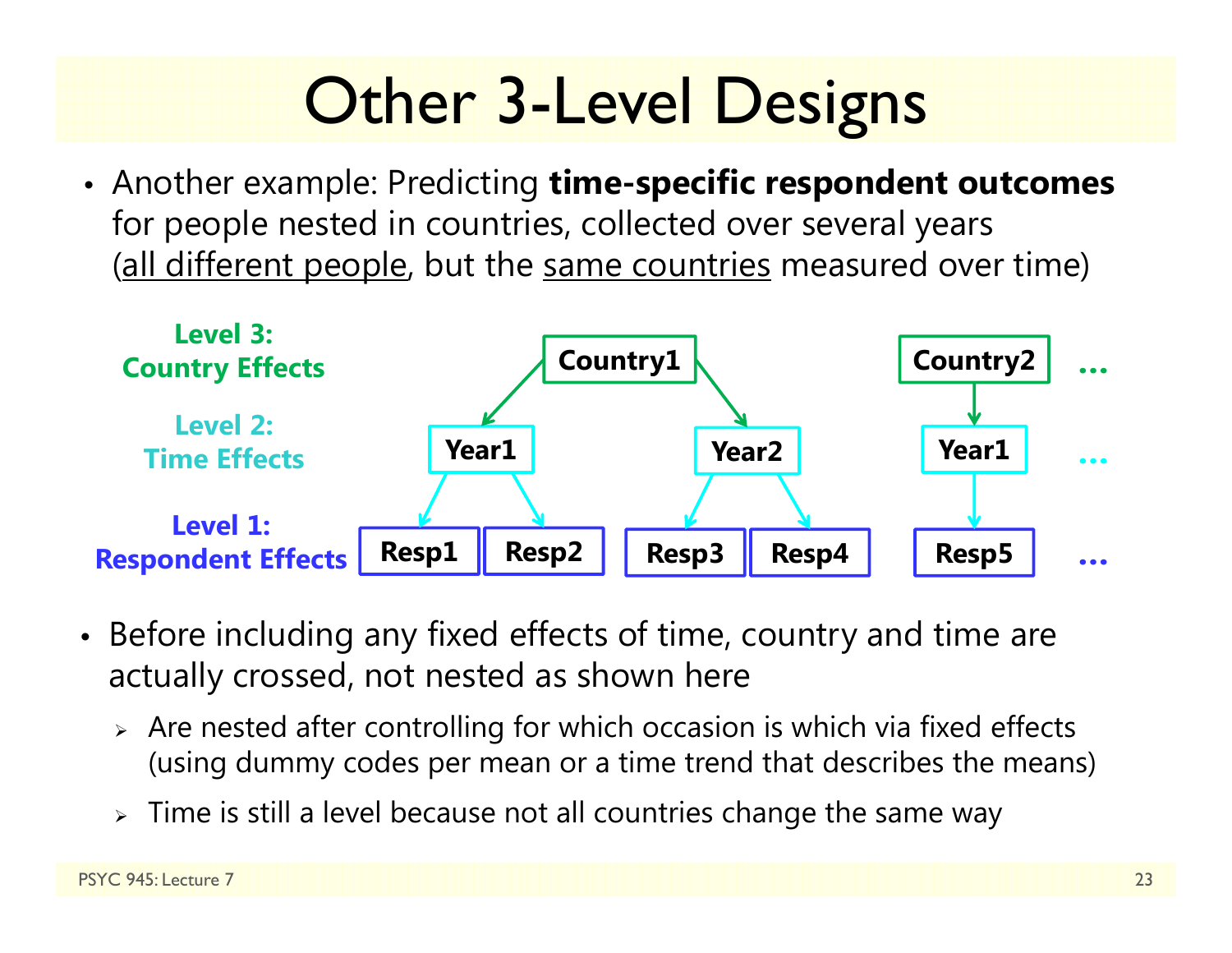# Other 3-Level Designs

- Another example: Predicting **time-specific respondent outcomes** for people nested in countries, collected over several years (all different people, but the same countries measured over time)

**Level 3: Country Effects** — Country1, Country2, …

**Level 2: Time Effects** — Year1, Year2 (Country1); Year1 (Country2), …

**Level 1: Respondent Effects** — Resp1, Resp2 (Year1); Resp3, Resp4 (Year2); Resp5 (Country2 Year1), …

- Before including any fixed effects of time, country and time are actually crossed, not nested as shown here
  - Are nested after controlling for which occasion is which via fixed effects (using dummy codes per mean or a time trend that describes the means)
  - Time is still a level because not all countries change the same way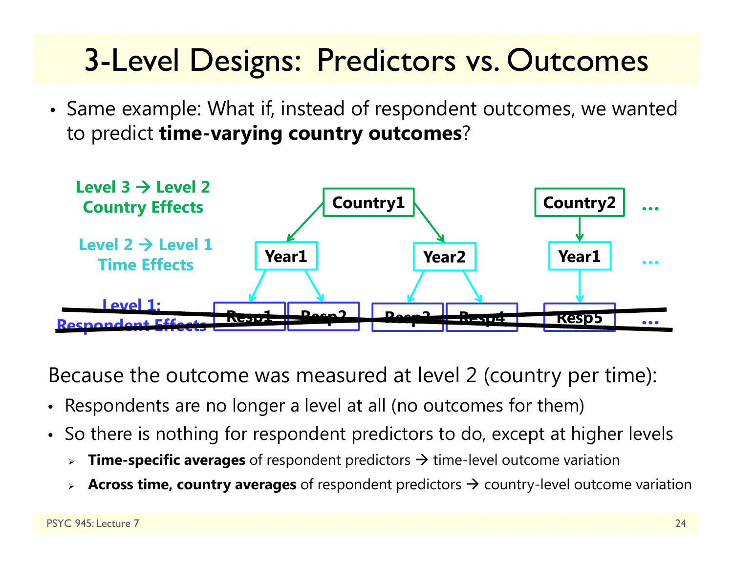# 3-Level Designs: Predictors vs. Outcomes

- Same example: What if, instead of respondent outcomes, we wanted to predict **time-varying country outcomes**?

**Level 3 → Level 2 Country Effects**

**Level 2 → Level 1 Time Effects**

~~**Level 1: Respondent Effects**~~

Country1 → Year1, Year2; Country2 → Year1; …

Year1 → Resp1, Resp2; Year2 → Resp3, Resp4; Year1 → Resp5; …

Because the outcome was measured at level 2 (country per time):

- Respondents are no longer a level at all (no outcomes for them)
- So there is nothing for respondent predictors to do, except at higher levels
  - **Time-specific averages** of respondent predictors → time-level outcome variation
  - **Across time, country averages** of respondent predictors → country-level outcome variation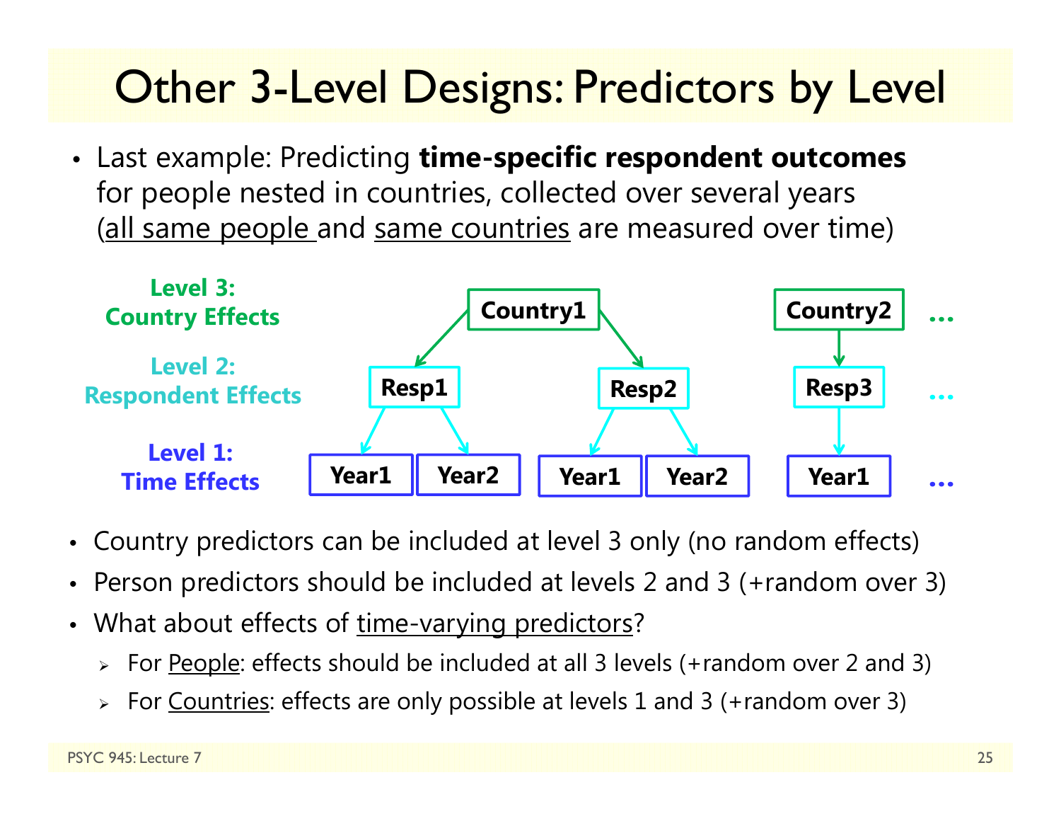# Other 3-Level Designs: Predictors by Level

- Last example: Predicting **time-specific respondent outcomes** for people nested in countries, collected over several years (all same people and same countries are measured over time)

**Level 3: Country Effects**

**Level 2: Respondent Effects**

**Level 1: Time Effects**

Country1 → Resp1 → Year1, Year2; Country1 → Resp2 → Year1, Year2; Country2 → Resp3 → Year1 …

- Country predictors can be included at level 3 only (no random effects)
- Person predictors should be included at levels 2 and 3 (+random over 3)
- What about effects of time-varying predictors?
  - For People: effects should be included at all 3 levels (+random over 2 and 3)
  - For Countries: effects are only possible at levels 1 and 3 (+random over 3)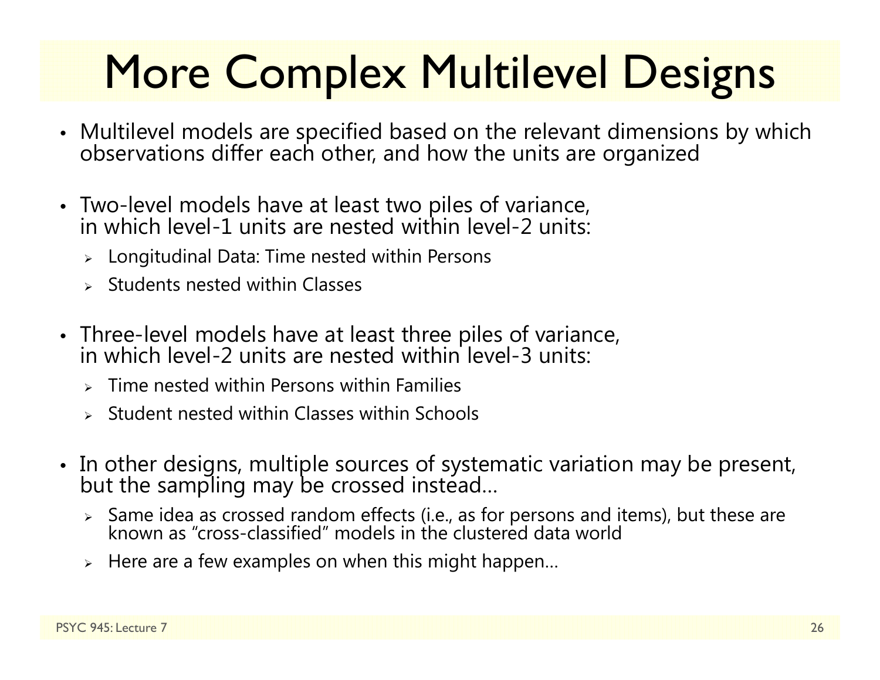# More Complex Multilevel Designs

- Multilevel models are specified based on the relevant dimensions by which observations differ each other, and how the units are organized
- Two-level models have at least two piles of variance, in which level-1 units are nested within level-2 units:
  - Longitudinal Data: Time nested within Persons
  - Students nested within Classes
- Three-level models have at least three piles of variance, in which level-2 units are nested within level-3 units:
  - Time nested within Persons within Families
  - Student nested within Classes within Schools
- In other designs, multiple sources of systematic variation may be present, but the sampling may be crossed instead…
  - Same idea as crossed random effects (i.e., as for persons and items), but these are known as "cross-classified" models in the clustered data world
  - Here are a few examples on when this might happen…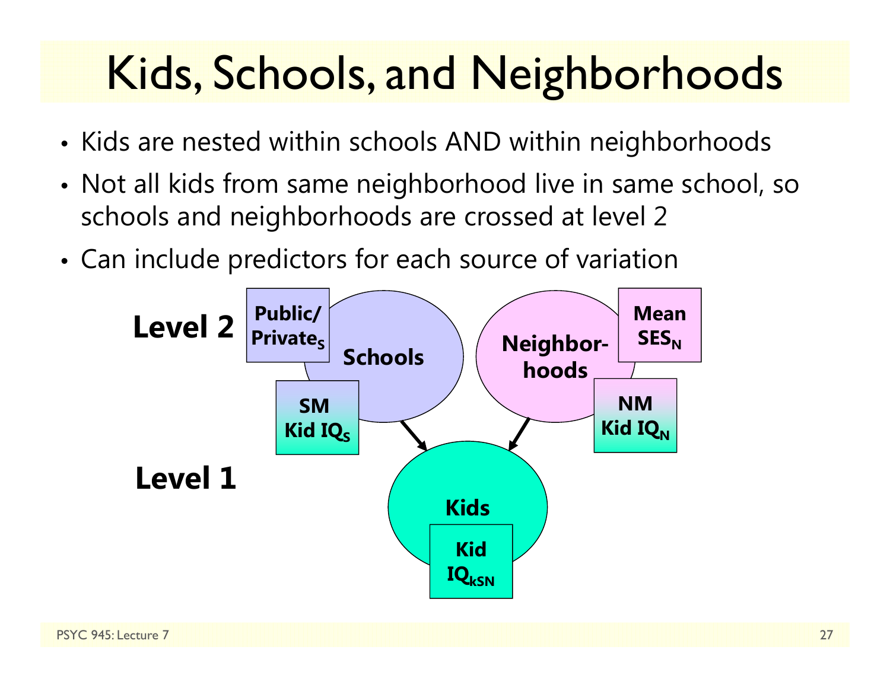# Kids, Schools, and Neighborhoods

- Kids are nested within schools AND within neighborhoods
- Not all kids from same neighborhood live in same school, so schools and neighborhoods are crossed at level 2
- Can include predictors for each source of variation

**Level 2**

- **Schools**: **Public/Private$_S$**, **SM Kid IQ$_S$**
- **Neighborhoods**: **Mean SES$_N$**, **NM Kid IQ$_N$**

**Level 1**

- **Kids**: **Kid IQ$_{kSN}$**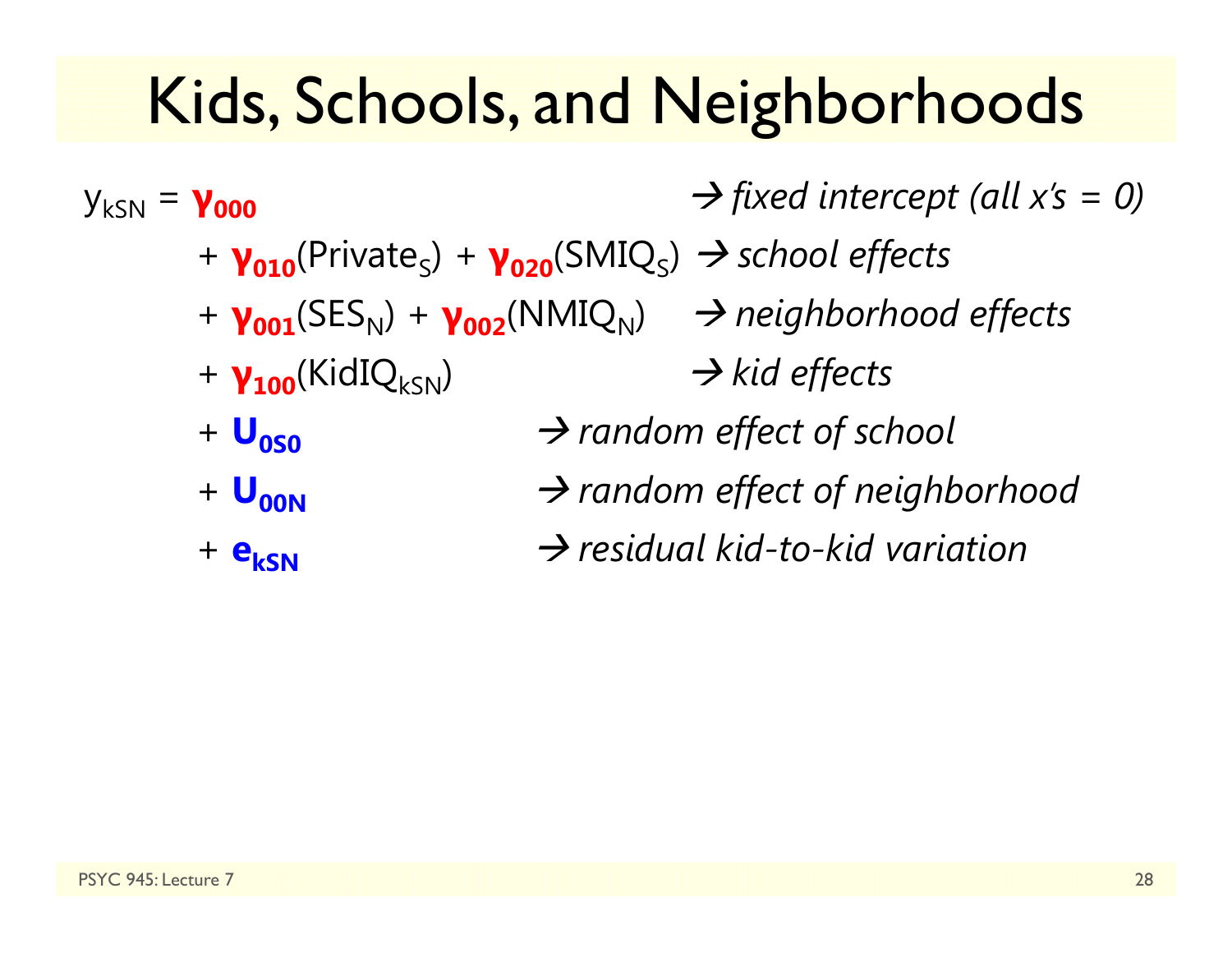# Kids, Schools, and Neighborhoods

$y_{kSN} = \gamma_{000}$ → *fixed intercept (all x's = 0)*

$+ \gamma_{010}(Private_S) + \gamma_{020}(SMIQ_S)$ → *school effects*

$+ \gamma_{001}(SES_N) + \gamma_{002}(NMIQ_N)$ → *neighborhood effects*

$+ \gamma_{100}(KidIQ_{kSN})$ → *kid effects*

$+ U_{0S0}$ → *random effect of school*

$+ U_{00N}$ → *random effect of neighborhood*

$+ e_{kSN}$ → *residual kid-to-kid variation*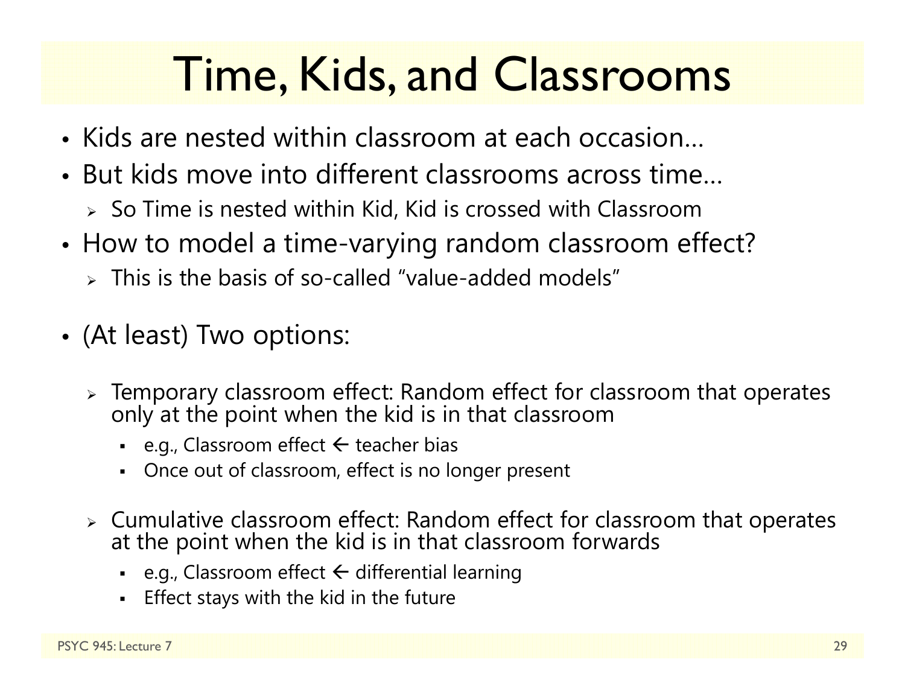# Time, Kids, and Classrooms

- Kids are nested within classroom at each occasion…
- But kids move into different classrooms across time…
  - So Time is nested within Kid, Kid is crossed with Classroom
- How to model a time-varying random classroom effect?
  - This is the basis of so-called "value-added models"
- (At least) Two options:
  - Temporary classroom effect: Random effect for classroom that operates only at the point when the kid is in that classroom
    - e.g., Classroom effect ← teacher bias
    - Once out of classroom, effect is no longer present
  - Cumulative classroom effect: Random effect for classroom that operates at the point when the kid is in that classroom forwards
    - e.g., Classroom effect ← differential learning
    - Effect stays with the kid in the future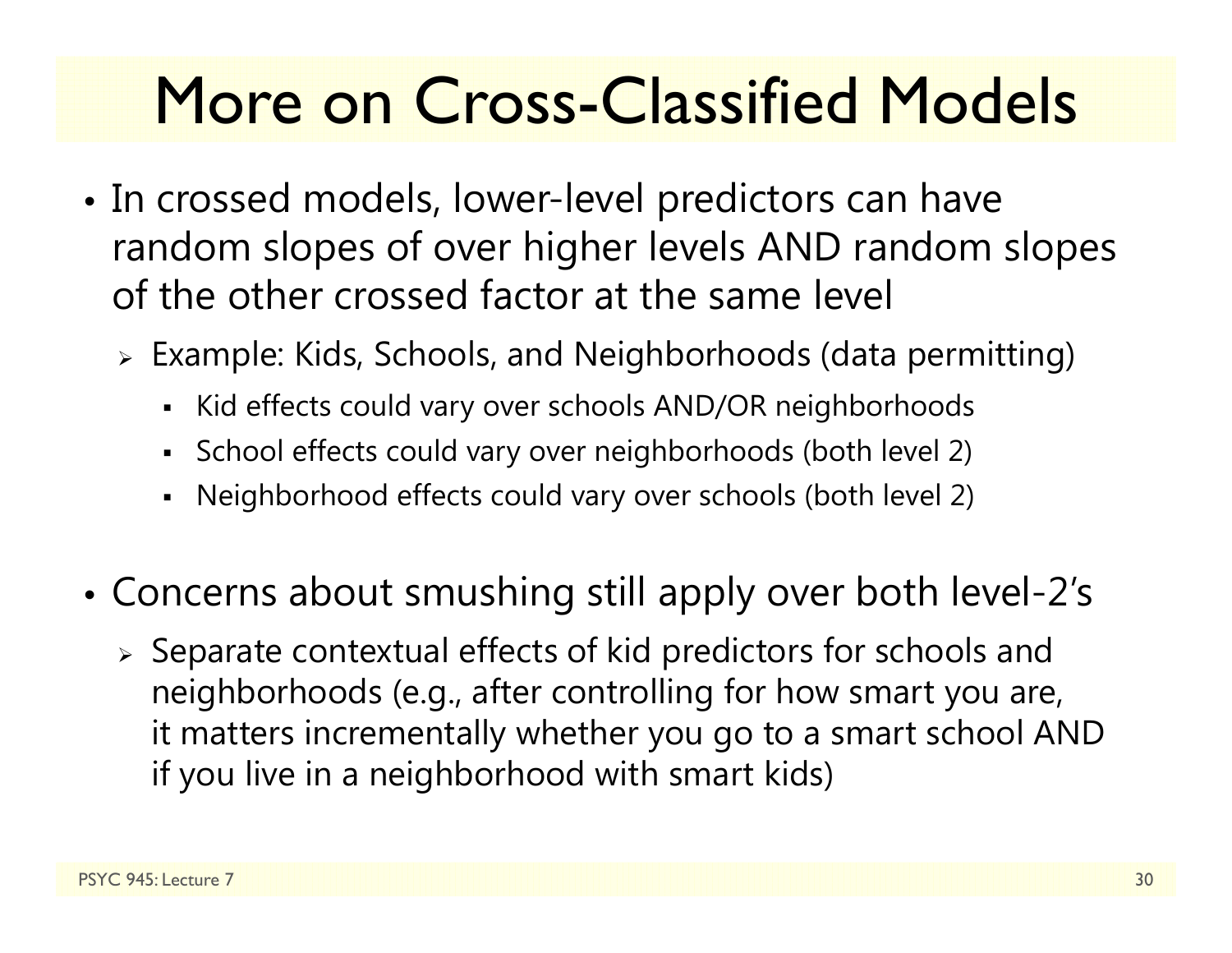# More on Cross-Classified Models

- In crossed models, lower-level predictors can have random slopes of over higher levels AND random slopes of the other crossed factor at the same level
  - Example: Kids, Schools, and Neighborhoods (data permitting)
    - Kid effects could vary over schools AND/OR neighborhoods
    - School effects could vary over neighborhoods (both level 2)
    - Neighborhood effects could vary over schools (both level 2)

- Concerns about smushing still apply over both level-2's
  - Separate contextual effects of kid predictors for schools and neighborhoods (e.g., after controlling for how smart you are, it matters incrementally whether you go to a smart school AND if you live in a neighborhood with smart kids)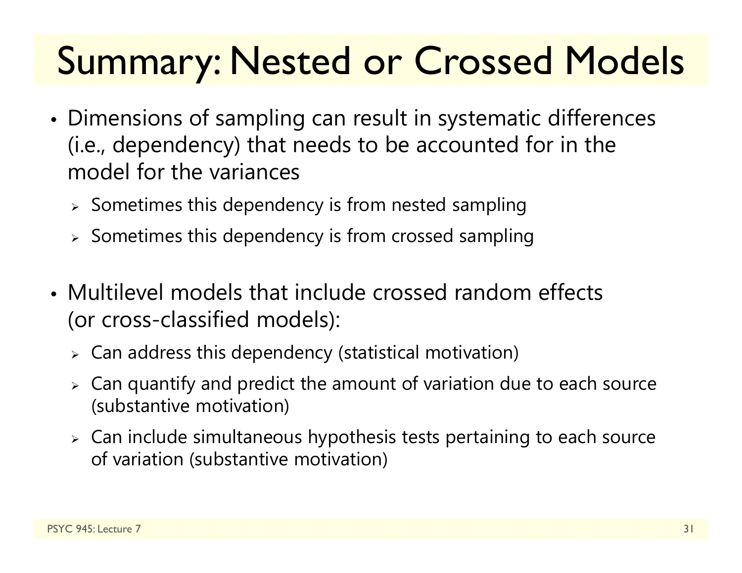# Summary: Nested or Crossed Models

- Dimensions of sampling can result in systematic differences (i.e., dependency) that needs to be accounted for in the model for the variances
  - Sometimes this dependency is from nested sampling
  - Sometimes this dependency is from crossed sampling
- Multilevel models that include crossed random effects (or cross-classified models):
  - Can address this dependency (statistical motivation)
  - Can quantify and predict the amount of variation due to each source (substantive motivation)
  - Can include simultaneous hypothesis tests pertaining to each source of variation (substantive motivation)